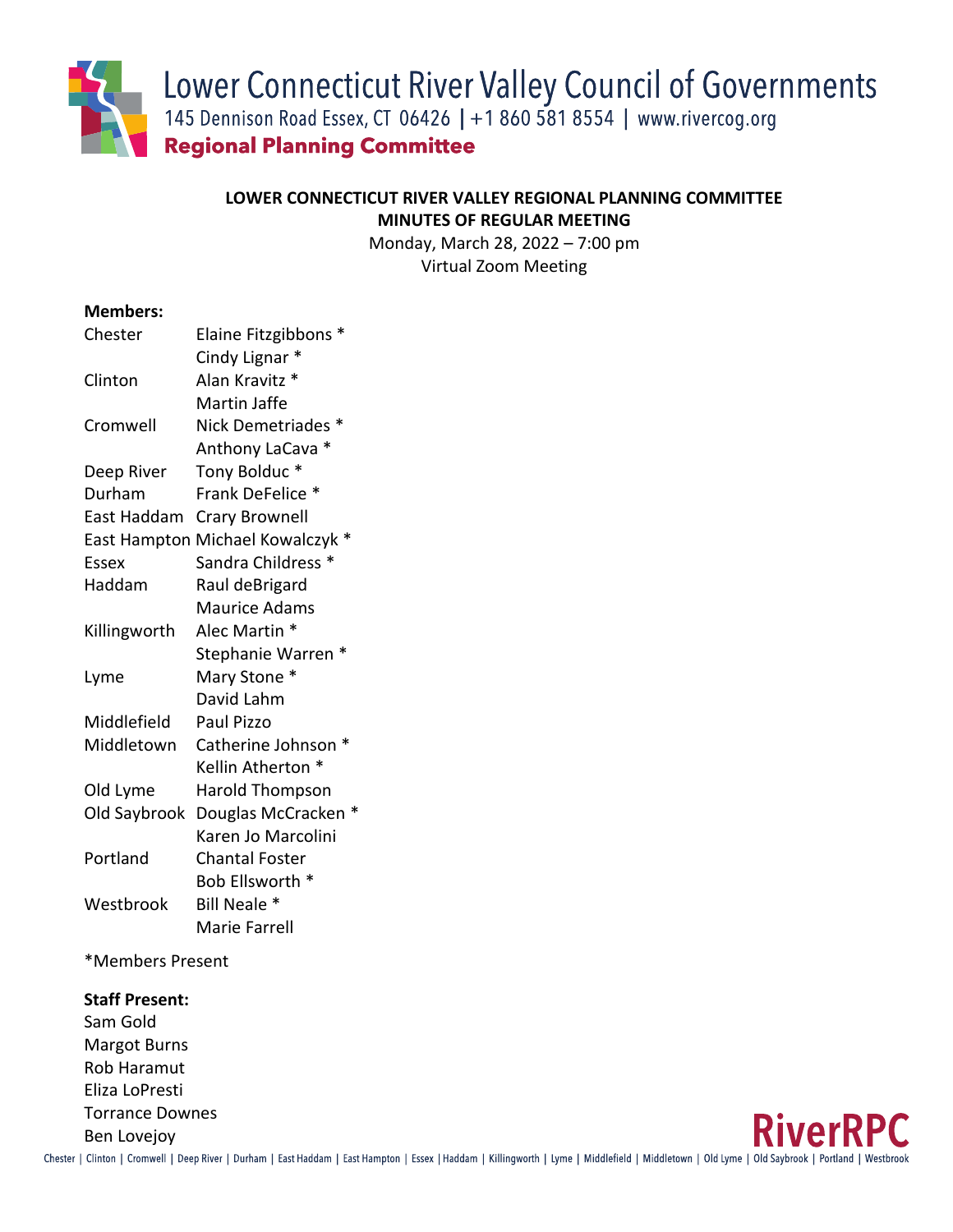# Lower Connecticut River Valley Council of Governments

145 Dennison Road Essex, CT 06426 | +1 860 581 8554 | www.rivercog.org

**Regional Planning Committee**

**LOWER CONNECTICUT RIVER VALLEY REGIONAL PLANNING COMMITTEE**
**MINUTES OF REGULAR MEETING**

Monday, March 28, 2022 – 7:00 pm
Virtual Zoom Meeting

**Members:**

| | |
|---|---|
| Chester | Elaine Fitzgibbons * |
| | Cindy Lignar * |
| Clinton | Alan Kravitz * |
| | Martin Jaffe |
| Cromwell | Nick Demetriades * |
| | Anthony LaCava * |
| Deep River | Tony Bolduc * |
| Durham | Frank DeFelice * |
| East Haddam | Crary Brownell |
| East Hampton | Michael Kowalczyk * |
| Essex | Sandra Childress * |
| Haddam | Raul deBrigard |
| | Maurice Adams |
| Killingworth | Alec Martin * |
| | Stephanie Warren * |
| Lyme | Mary Stone * |
| | David Lahm |
| Middlefield | Paul Pizzo |
| Middletown | Catherine Johnson * |
| | Kellin Atherton * |
| Old Lyme | Harold Thompson |
| Old Saybrook | Douglas McCracken * |
| | Karen Jo Marcolini |
| Portland | Chantal Foster |
| | Bob Ellsworth * |
| Westbrook | Bill Neale * |
| | Marie Farrell |

*Members Present

**Staff Present:**

Sam Gold
Margot Burns
Rob Haramut
Eliza LoPresti
Torrance Downes
Ben Lovejoy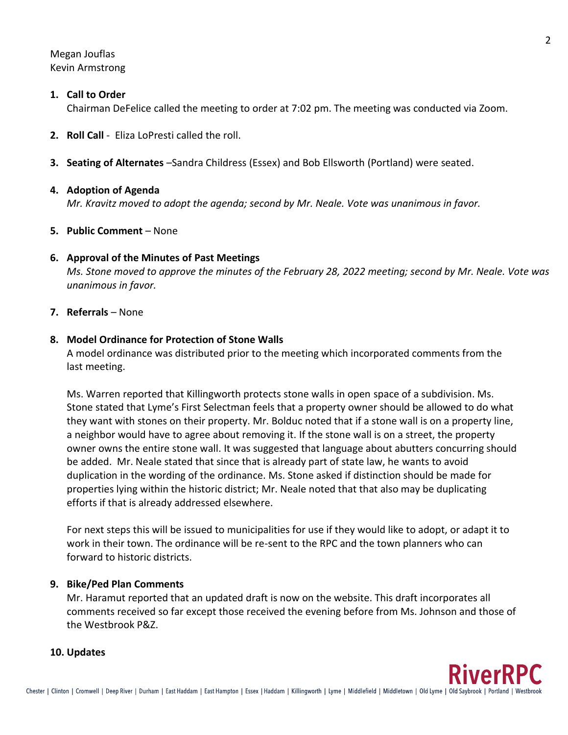Megan Jouflas
Kevin Armstrong

1. **Call to Order**
   Chairman DeFelice called the meeting to order at 7:02 pm. The meeting was conducted via Zoom.

2. **Roll Call** - Eliza LoPresti called the roll.

3. **Seating of Alternates** –Sandra Childress (Essex) and Bob Ellsworth (Portland) were seated.

4. **Adoption of Agenda**
   *Mr. Kravitz moved to adopt the agenda; second by Mr. Neale. Vote was unanimous in favor.*

5. **Public Comment** – None

6. **Approval of the Minutes of Past Meetings**
   *Ms. Stone moved to approve the minutes of the February 28, 2022 meeting; second by Mr. Neale. Vote was unanimous in favor.*

7. **Referrals** – None

8. **Model Ordinance for Protection of Stone Walls**
   A model ordinance was distributed prior to the meeting which incorporated comments from the last meeting.

   Ms. Warren reported that Killingworth protects stone walls in open space of a subdivision. Ms. Stone stated that Lyme's First Selectman feels that a property owner should be allowed to do what they want with stones on their property. Mr. Bolduc noted that if a stone wall is on a property line, a neighbor would have to agree about removing it. If the stone wall is on a street, the property owner owns the entire stone wall. It was suggested that language about abutters concurring should be added. Mr. Neale stated that since that is already part of state law, he wants to avoid duplication in the wording of the ordinance. Ms. Stone asked if distinction should be made for properties lying within the historic district; Mr. Neale noted that that also may be duplicating efforts if that is already addressed elsewhere.

   For next steps this will be issued to municipalities for use if they would like to adopt, or adapt it to work in their town. The ordinance will be re-sent to the RPC and the town planners who can forward to historic districts.

9. **Bike/Ped Plan Comments**
   Mr. Haramut reported that an updated draft is now on the website. This draft incorporates all comments received so far except those received the evening before from Ms. Johnson and those of the Westbrook P&Z.

10. **Updates**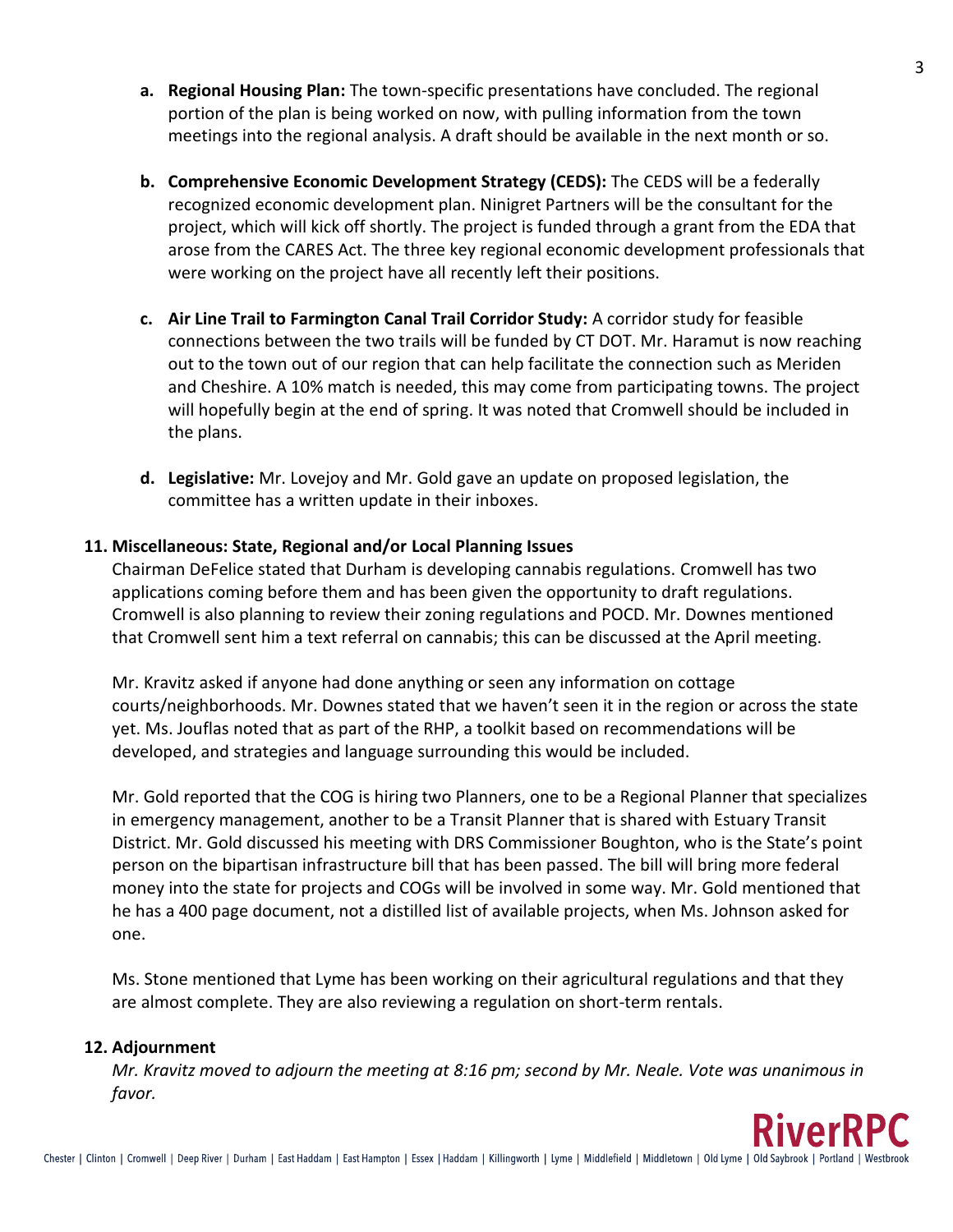a. **Regional Housing Plan:** The town-specific presentations have concluded. The regional portion of the plan is being worked on now, with pulling information from the town meetings into the regional analysis. A draft should be available in the next month or so.

b. **Comprehensive Economic Development Strategy (CEDS):** The CEDS will be a federally recognized economic development plan. Ninigret Partners will be the consultant for the project, which will kick off shortly. The project is funded through a grant from the EDA that arose from the CARES Act. The three key regional economic development professionals that were working on the project have all recently left their positions.

c. **Air Line Trail to Farmington Canal Trail Corridor Study:** A corridor study for feasible connections between the two trails will be funded by CT DOT. Mr. Haramut is now reaching out to the town out of our region that can help facilitate the connection such as Meriden and Cheshire. A 10% match is needed, this may come from participating towns. The project will hopefully begin at the end of spring. It was noted that Cromwell should be included in the plans.

d. **Legislative:** Mr. Lovejoy and Mr. Gold gave an update on proposed legislation, the committee has a written update in their inboxes.

**11. Miscellaneous: State, Regional and/or Local Planning Issues**

Chairman DeFelice stated that Durham is developing cannabis regulations. Cromwell has two applications coming before them and has been given the opportunity to draft regulations. Cromwell is also planning to review their zoning regulations and POCD. Mr. Downes mentioned that Cromwell sent him a text referral on cannabis; this can be discussed at the April meeting.

Mr. Kravitz asked if anyone had done anything or seen any information on cottage courts/neighborhoods. Mr. Downes stated that we haven't seen it in the region or across the state yet. Ms. Jouflas noted that as part of the RHP, a toolkit based on recommendations will be developed, and strategies and language surrounding this would be included.

Mr. Gold reported that the COG is hiring two Planners, one to be a Regional Planner that specializes in emergency management, another to be a Transit Planner that is shared with Estuary Transit District. Mr. Gold discussed his meeting with DRS Commissioner Boughton, who is the State's point person on the bipartisan infrastructure bill that has been passed. The bill will bring more federal money into the state for projects and COGs will be involved in some way. Mr. Gold mentioned that he has a 400 page document, not a distilled list of available projects, when Ms. Johnson asked for one.

Ms. Stone mentioned that Lyme has been working on their agricultural regulations and that they are almost complete. They are also reviewing a regulation on short-term rentals.

**12. Adjournment**

*Mr. Kravitz moved to adjourn the meeting at 8:16 pm; second by Mr. Neale. Vote was unanimous in favor.*